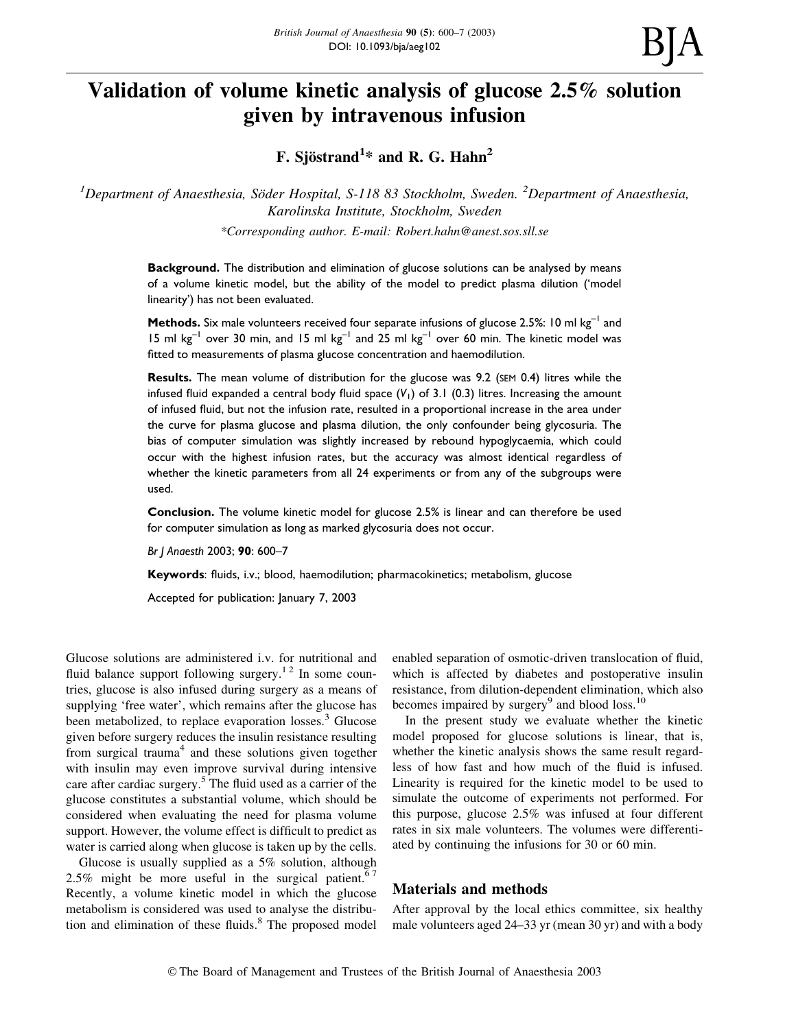# Validation of volume kinetic analysis of glucose 2.5% solution given by intravenous infusion

**F. Sjöstrand[1]* and R. G. Hahn[2]**

*[1]Department of Anaesthesia, Söder Hospital, S-118 83 Stockholm, Sweden. [2]Department of Anaesthesia, Karolinska Institute, Stockholm, Sweden*

*Corresponding author. E-mail: Robert.hahn@anest.sos.sll.se

**Background.** The distribution and elimination of glucose solutions can be analysed by means of a volume kinetic model, but the ability of the model to predict plasma dilution ('model linearity') has not been evaluated.

**Methods.** Six male volunteers received four separate infusions of glucose 2.5%: 10 ml $kg^{-1}$ and 15 ml $kg^{-1}$ over 30 min, and 15 ml $kg^{-1}$ and 25 ml $kg^{-1}$ over 60 min. The kinetic model was fitted to measurements of plasma glucose concentration and haemodilution.

**Results.** The mean volume of distribution for the glucose was 9.2 (SEM 0.4) litres while the infused fluid expanded a central body fluid space ($V_1$) of 3.1 (0.3) litres. Increasing the amount of infused fluid, but not the infusion rate, resulted in a proportional increase in the area under the curve for plasma glucose and plasma dilution, the only confounder being glycosuria. The bias of computer simulation was slightly increased by rebound hypoglycaemia, which could occur with the highest infusion rates, but the accuracy was almost identical regardless of whether the kinetic parameters from all 24 experiments or from any of the subgroups were used.

**Conclusion.** The volume kinetic model for glucose 2.5% is linear and can therefore be used for computer simulation as long as marked glycosuria does not occur.

*Br J Anaesth* 2003; **90**: 600–7

**Keywords**: fluids, i.v.; blood, haemodilution; pharmacokinetics; metabolism, glucose

Accepted for publication: January 7, 2003

Glucose solutions are administered i.v. for nutritional and fluid balance support following surgery.[1 2] In some countries, glucose is also infused during surgery as a means of supplying 'free water', which remains after the glucose has been metabolized, to replace evaporation losses.[3] Glucose given before surgery reduces the insulin resistance resulting from surgical trauma[4] and these solutions given together with insulin may even improve survival during intensive care after cardiac surgery.[5] The fluid used as a carrier of the glucose constitutes a substantial volume, which should be considered when evaluating the need for plasma volume support. However, the volume effect is difficult to predict as water is carried along when glucose is taken up by the cells.

Glucose is usually supplied as a 5% solution, although 2.5% might be more useful in the surgical patient.[6 7] Recently, a volume kinetic model in which the glucose metabolism is considered was used to analyse the distribution and elimination of these fluids.[8] The proposed model enabled separation of osmotic-driven translocation of fluid, which is affected by diabetes and postoperative insulin resistance, from dilution-dependent elimination, which also becomes impaired by surgery[9] and blood loss.[10]

In the present study we evaluate whether the kinetic model proposed for glucose solutions is linear, that is, whether the kinetic analysis shows the same result regardless of how fast and how much of the fluid is infused. Linearity is required for the kinetic model to be used to simulate the outcome of experiments not performed. For this purpose, glucose 2.5% was infused at four different rates in six male volunteers. The volumes were differentiated by continuing the infusions for 30 or 60 min.

## Materials and methods

After approval by the local ethics committee, six healthy male volunteers aged 24–33 yr (mean 30 yr) and with a body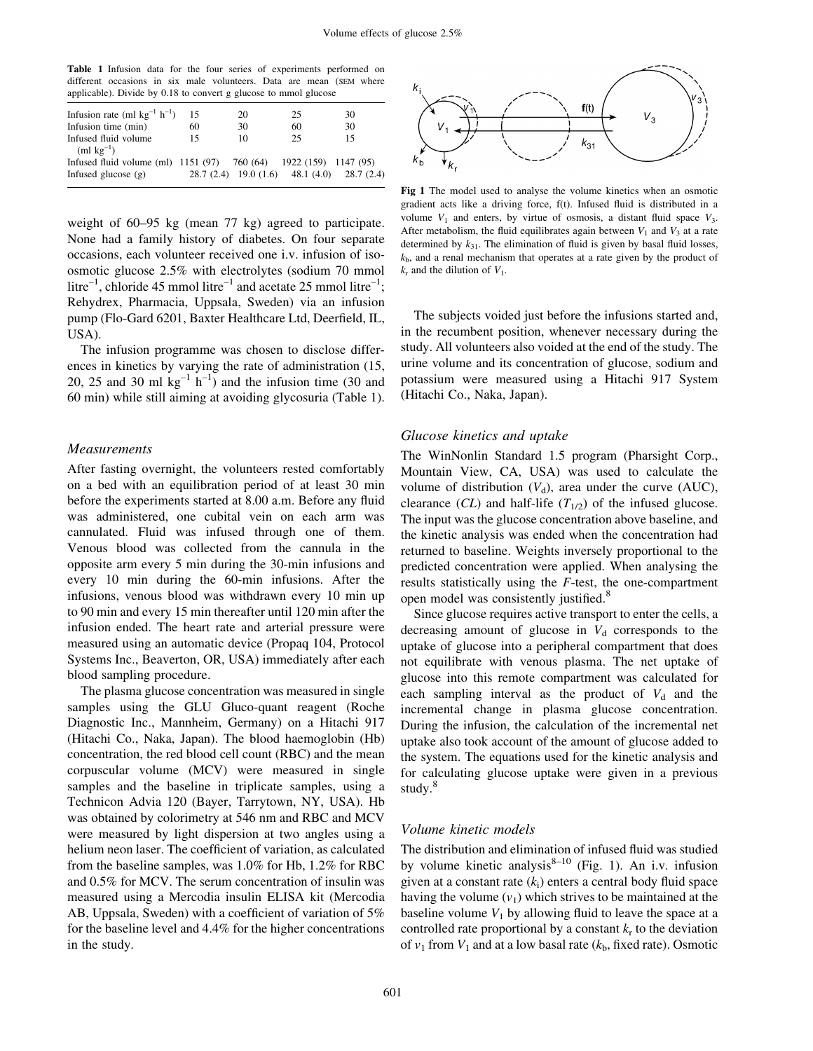**Table 1** Infusion data for the four series of experiments performed on different occasions in six male volunteers. Data are mean (SEM where applicable). Divide by 0.18 to convert g glucose to mmol glucose

| Infusion rate (ml $kg^{-1}$ $h^{-1}$) | 15 | 20 | 25 | 30 |
|---|---|---|---|---|
| Infusion time (min) | 60 | 30 | 60 | 30 |
| Infused fluid volume (ml $kg^{-1}$) | 15 | 10 | 25 | 15 |
| Infused fluid volume (ml) | 1151 (97) | 760 (64) | 1922 (159) | 1147 (95) |
| Infused glucose (g) | 28.7 (2.4) | 19.0 (1.6) | 48.1 (4.0) | 28.7 (2.4) |

weight of 60–95 kg (mean 77 kg) agreed to participate. None had a family history of diabetes. On four separate occasions, each volunteer received one i.v. infusion of iso-osmotic glucose 2.5% with electrolytes (sodium 70 mmol $litre^{-1}$, chloride 45 mmol $litre^{-1}$ and acetate 25 mmol $litre^{-1}$; Rehydrex, Pharmacia, Uppsala, Sweden) via an infusion pump (Flo-Gard 6201, Baxter Healthcare Ltd, Deerfield, IL, USA).

The infusion programme was chosen to disclose differences in kinetics by varying the rate of administration (15, 20, 25 and 30 ml $kg^{-1}$ $h^{-1}$) and the infusion time (30 and 60 min) while still aiming at avoiding glycosuria (Table 1).

### Measurements

After fasting overnight, the volunteers rested comfortably on a bed with an equilibration period of at least 30 min before the experiments started at 8.00 a.m. Before any fluid was administered, one cubital vein on each arm was cannulated. Fluid was infused through one of them. Venous blood was collected from the cannula in the opposite arm every 5 min during the 30-min infusions and every 10 min during the 60-min infusions. After the infusions, venous blood was withdrawn every 10 min up to 90 min and every 15 min thereafter until 120 min after the infusion ended. The heart rate and arterial pressure were measured using an automatic device (Propaq 104, Protocol Systems Inc., Beaverton, OR, USA) immediately after each blood sampling procedure.

The plasma glucose concentration was measured in single samples using the GLU Gluco-quant reagent (Roche Diagnostic Inc., Mannheim, Germany) on a Hitachi 917 (Hitachi Co., Naka, Japan). The blood haemoglobin (Hb) concentration, the red blood cell count (RBC) and the mean corpuscular volume (MCV) were measured in single samples and the baseline in triplicate samples, using a Technicon Advia 120 (Bayer, Tarrytown, NY, USA). Hb was obtained by colorimetry at 546 nm and RBC and MCV were measured by light dispersion at two angles using a helium neon laser. The coefficient of variation, as calculated from the baseline samples, was 1.0% for Hb, 1.2% for RBC and 0.5% for MCV. The serum concentration of insulin was measured using a Mercodia insulin ELISA kit (Mercodia AB, Uppsala, Sweden) with a coefficient of variation of 5% for the baseline level and 4.4% for the higher concentrations in the study.

**Fig 1** The model used to analyse the volume kinetics when an osmotic gradient acts like a driving force, f(t). Infused fluid is distributed in a volume $V_1$ and enters, by virtue of osmosis, a distant fluid space $V_3$. After metabolism, the fluid equilibrates again between $V_1$ and $V_3$ at a rate determined by $k_{31}$. The elimination of fluid is given by basal fluid losses, $k_b$, and a renal mechanism that operates at a rate given by the product of $k_r$ and the dilution of $V_1$.

The subjects voided just before the infusions started and, in the recumbent position, whenever necessary during the study. All volunteers also voided at the end of the study. The urine volume and its concentration of glucose, sodium and potassium were measured using a Hitachi 917 System (Hitachi Co., Naka, Japan).

### Glucose kinetics and uptake

The WinNonlin Standard 1.5 program (Pharsight Corp., Mountain View, CA, USA) was used to calculate the volume of distribution ($V_d$), area under the curve (AUC), clearance ($CL$) and half-life ($T_{1/2}$) of the infused glucose. The input was the glucose concentration above baseline, and the kinetic analysis was ended when the concentration had returned to baseline. Weights inversely proportional to the predicted concentration were applied. When analysing the results statistically using the $F$-test, the one-compartment open model was consistently justified.[8]

Since glucose requires active transport to enter the cells, a decreasing amount of glucose in $V_d$ corresponds to the uptake of glucose into a peripheral compartment that does not equilibrate with venous plasma. The net uptake of glucose into this remote compartment was calculated for each sampling interval as the product of $V_d$ and the incremental change in plasma glucose concentration. During the infusion, the calculation of the incremental net uptake also took account of the amount of glucose added to the system. The equations used for the kinetic analysis and for calculating glucose uptake were given in a previous study.[8]

### Volume kinetic models

The distribution and elimination of infused fluid was studied by volume kinetic analysis[8–10] (Fig. 1). An i.v. infusion given at a constant rate ($k_i$) enters a central body fluid space having the volume ($v_1$) which strives to be maintained at the baseline volume $V_1$ by allowing fluid to leave the space at a controlled rate proportional by a constant $k_r$ to the deviation of $v_1$ from $V_1$ and at a low basal rate ($k_b$, fixed rate). Osmotic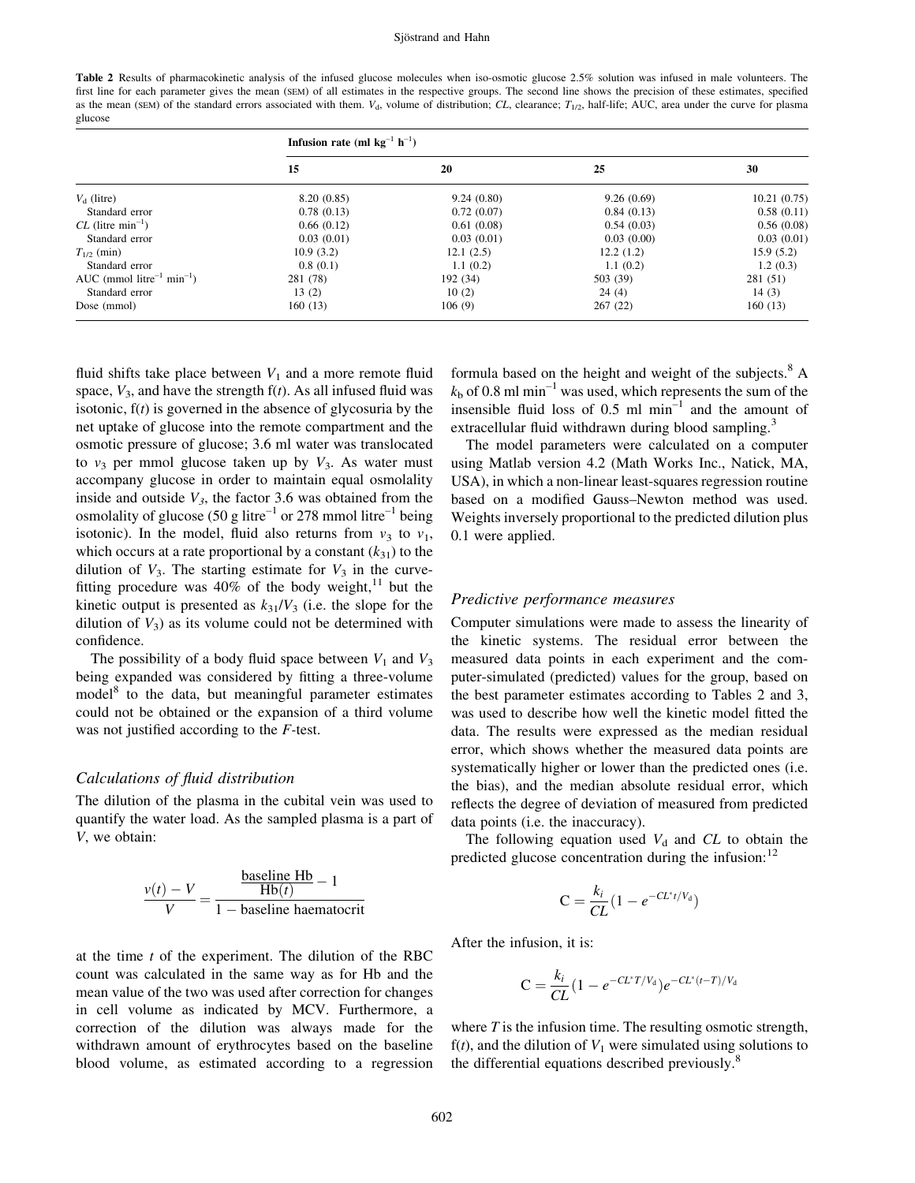**Table 2** Results of pharmacokinetic analysis of the infused glucose molecules when iso-osmotic glucose 2.5% solution was infused in male volunteers. The first line for each parameter gives the mean (SEM) of all estimates in the respective groups. The second line shows the precision of these estimates, specified as the mean (SEM) of the standard errors associated with them. $V_d$, volume of distribution; $CL$, clearance; $T_{1/2}$, half-life; AUC, area under the curve for plasma glucose

| | Infusion rate (ml kg$^{-1}$ h$^{-1}$) | | | |
|---|---|---|---|---|
| | 15 | 20 | 25 | 30 |
| $V_d$ (litre) | 8.20 (0.85) | 9.24 (0.80) | 9.26 (0.69) | 10.21 (0.75) |
| Standard error | 0.78 (0.13) | 0.72 (0.07) | 0.84 (0.13) | 0.58 (0.11) |
| $CL$ (litre min$^{-1}$) | 0.66 (0.12) | 0.61 (0.08) | 0.54 (0.03) | 0.56 (0.08) |
| Standard error | 0.03 (0.01) | 0.03 (0.01) | 0.03 (0.00) | 0.03 (0.01) |
| $T_{1/2}$ (min) | 10.9 (3.2) | 12.1 (2.5) | 12.2 (1.2) | 15.9 (5.2) |
| Standard error | 0.8 (0.1) | 1.1 (0.2) | 1.1 (0.2) | 1.2 (0.3) |
| AUC (mmol litre$^{-1}$ min$^{-1}$) | 281 (78) | 192 (34) | 503 (39) | 281 (51) |
| Standard error | 13 (2) | 10 (2) | 24 (4) | 14 (3) |
| Dose (mmol) | 160 (13) | 106 (9) | 267 (22) | 160 (13) |

fluid shifts take place between $V_1$ and a more remote fluid space, $V_3$, and have the strength f($t$). As all infused fluid was isotonic, f($t$) is governed in the absence of glycosuria by the net uptake of glucose into the remote compartment and the osmotic pressure of glucose; 3.6 ml water was translocated to $v_3$ per mmol glucose taken up by $V_3$. As water must accompany glucose in order to maintain equal osmolality inside and outside $V_3$, the factor 3.6 was obtained from the osmolality of glucose (50 g litre$^{-1}$ or 278 mmol litre$^{-1}$ being isotonic). In the model, fluid also returns from $v_3$ to $v_1$, which occurs at a rate proportional by a constant ($k_{31}$) to the dilution of $V_3$. The starting estimate for $V_3$ in the curve-fitting procedure was 40% of the body weight,[11] but the kinetic output is presented as $k_{31}/V_3$ (i.e. the slope for the dilution of $V_3$) as its volume could not be determined with confidence.

The possibility of a body fluid space between $V_1$ and $V_3$ being expanded was considered by fitting a three-volume model[8] to the data, but meaningful parameter estimates could not be obtained or the expansion of a third volume was not justified according to the $F$-test.

### *Calculations of fluid distribution*

The dilution of the plasma in the cubital vein was used to quantify the water load. As the sampled plasma is a part of $V$, we obtain:

$$\frac{v(t) - V}{V} = \frac{\dfrac{\text{baseline Hb}}{\text{Hb}(t)} - 1}{1 - \text{baseline haematocrit}}$$

at the time $t$ of the experiment. The dilution of the RBC count was calculated in the same way as for Hb and the mean value of the two was used after correction for changes in cell volume as indicated by MCV. Furthermore, a correction of the dilution was always made for the withdrawn amount of erythrocytes based on the baseline blood volume, as estimated according to a regression formula based on the height and weight of the subjects.[8] A $k_b$ of 0.8 ml min$^{-1}$ was used, which represents the sum of the insensible fluid loss of 0.5 ml min$^{-1}$ and the amount of extracellular fluid withdrawn during blood sampling.[3]

The model parameters were calculated on a computer using Matlab version 4.2 (Math Works Inc., Natick, MA, USA), in which a non-linear least-squares regression routine based on a modified Gauss–Newton method was used. Weights inversely proportional to the predicted dilution plus 0.1 were applied.

### *Predictive performance measures*

Computer simulations were made to assess the linearity of the kinetic systems. The residual error between the measured data points in each experiment and the computer-simulated (predicted) values for the group, based on the best parameter estimates according to Tables 2 and 3, was used to describe how well the kinetic model fitted the data. The results were expressed as the median residual error, which shows whether the measured data points are systematically higher or lower than the predicted ones (i.e. the bias), and the median absolute residual error, which reflects the degree of deviation of measured from predicted data points (i.e. the inaccuracy).

The following equation used $V_d$ and $CL$ to obtain the predicted glucose concentration during the infusion:[12]

$$\text{C} = \frac{k_i}{CL}(1 - e^{-CL^* t/V_d})$$

After the infusion, it is:

$$\text{C} = \frac{k_i}{CL}(1 - e^{-CL^* T/V_d})e^{-CL^*(t-T)/V_d}$$

where $T$ is the infusion time. The resulting osmotic strength, f($t$), and the dilution of $V_1$ were simulated using solutions to the differential equations described previously.[8]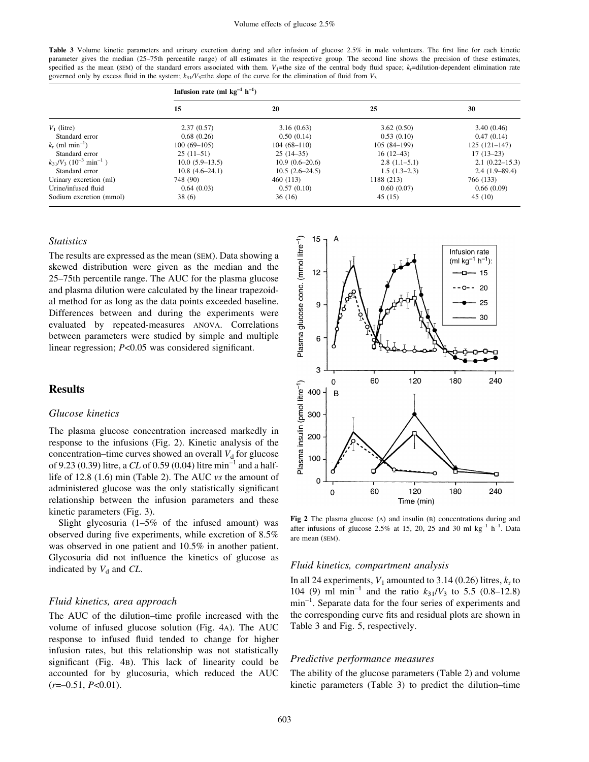**Table 3** Volume kinetic parameters and urinary excretion during and after infusion of glucose 2.5% in male volunteers. The first line for each kinetic parameter gives the median (25–75th percentile range) of all estimates in the respective group. The second line shows the precision of these estimates, specified as the mean (SEM) of the standard errors associated with them. $V_1$=the size of the central body fluid space; $k_r$=dilution-dependent elimination rate governed only by excess fluid in the system; $k_{31}/V_3$=the slope of the curve for the elimination of fluid from $V_3$

| | Infusion rate (ml kg$^{-1}$ h$^{-1}$) | | | |
|---|---|---|---|---|
| | 15 | 20 | 25 | 30 |
| $V_1$ (litre) | 2.37 (0.57) | 3.16 (0.63) | 3.62 (0.50) | 3.40 (0.46) |
| Standard error | 0.68 (0.26) | 0.50 (0.14) | 0.53 (0.10) | 0.47 (0.14) |
| $k_r$ (ml min$^{-1}$) | 100 (69–105) | 104 (68–110) | 105 (84–199) | 125 (121–147) |
| Standard error | 25 (11–51) | 25 (14–35) | 16 (12–43) | 17 (13–23) |
| $k_{31}/V_3$ ($10^{-3}$ min$^{-1}$ ) | 10.0 (5.9–13.5) | 10.9 (0.6–20.6) | 2.8 (1.1–5.1) | 2.1 (0.22–15.3) |
| Standard error | 10.8 (4.6–24.1) | 10.5 (2.6–24.5) | 1.5 (1.3–2.3) | 2.4 (1.9–89.4) |
| Urinary excretion (ml) | 748 (90) | 460 (113) | 1188 (213) | 766 (133) |
| Urine/infused fluid | 0.64 (0.03) | 0.57 (0.10) | 0.60 (0.07) | 0.66 (0.09) |
| Sodium excretion (mmol) | 38 (6) | 36 (16) | 45 (15) | 45 (10) |

### Statistics

The results are expressed as the mean (SEM). Data showing a skewed distribution were given as the median and the 25–75th percentile range. The AUC for the plasma glucose and plasma dilution were calculated by the linear trapezoidal method for as long as the data points exceeded baseline. Differences between and during the experiments were evaluated by repeated-measures ANOVA. Correlations between parameters were studied by simple and multiple linear regression; $P<0.05$ was considered significant.

## Results

### Glucose kinetics

The plasma glucose concentration increased markedly in response to the infusions (Fig. 2). Kinetic analysis of the concentration–time curves showed an overall $V_d$ for glucose of 9.23 (0.39) litre, a $CL$ of 0.59 (0.04) litre min$^{-1}$ and a half-life of 12.8 (1.6) min (Table 2). The AUC *vs* the amount of administered glucose was the only statistically significant relationship between the infusion parameters and these kinetic parameters (Fig. 3).

Slight glycosuria (1–5% of the infused amount) was observed during five experiments, while excretion of 8.5% was observed in one patient and 10.5% in another patient. Glycosuria did not influence the kinetics of glucose as indicated by $V_d$ and $CL$.

### Fluid kinetics, area approach

The AUC of the dilution–time profile increased with the volume of infused glucose solution (Fig. 4A). The AUC response to infused fluid tended to change for higher infusion rates, but this relationship was not statistically significant (Fig. 4B). This lack of linearity could be accounted for by glucosuria, which reduced the AUC ($r$=–0.51, $P$<0.01).

**Fig 2** The plasma glucose (A) and insulin (B) concentrations during and after infusions of glucose 2.5% at 15, 20, 25 and 30 ml kg$^{-1}$ h$^{-1}$. Data are mean (SEM).

### Fluid kinetics, compartment analysis

In all 24 experiments, $V_1$ amounted to 3.14 (0.26) litres, $k_r$ to 104 (9) ml min$^{-1}$ and the ratio $k_{31}/V_3$ to 5.5 (0.8–12.8) min$^{-1}$. Separate data for the four series of experiments and the corresponding curve fits and residual plots are shown in Table 3 and Fig. 5, respectively.

### Predictive performance measures

The ability of the glucose parameters (Table 2) and volume kinetic parameters (Table 3) to predict the dilution–time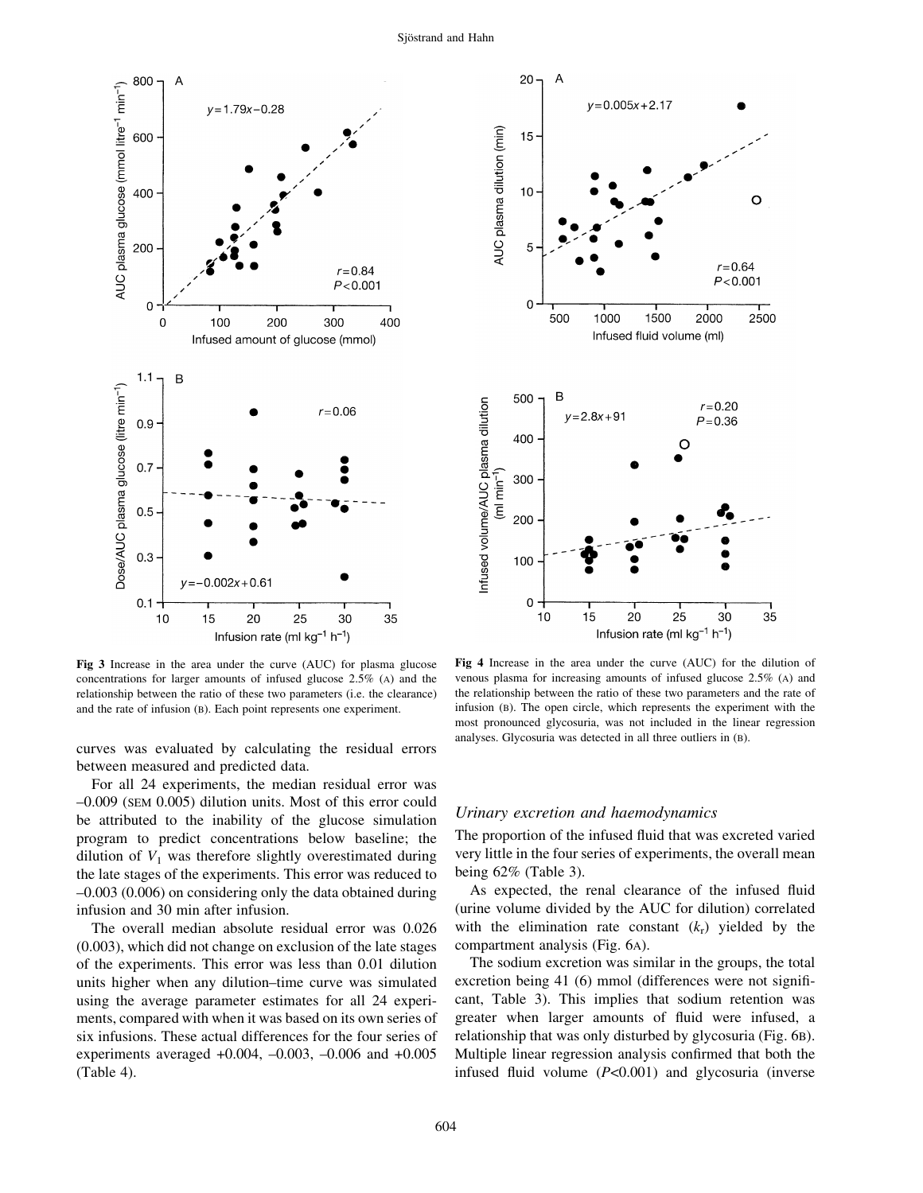**Fig 3** Increase in the area under the curve (AUC) for plasma glucose concentrations for larger amounts of infused glucose 2.5% (A) and the relationship between the ratio of these two parameters (i.e. the clearance) and the rate of infusion (B). Each point represents one experiment.

**Fig 4** Increase in the area under the curve (AUC) for the dilution of venous plasma for increasing amounts of infused glucose 2.5% (A) and the relationship between the ratio of these two parameters and the rate of infusion (B). The open circle, which represents the experiment with the most pronounced glycosuria, was not included in the linear regression analyses. Glycosuria was detected in all three outliers in (B).

curves was evaluated by calculating the residual errors between measured and predicted data.

For all 24 experiments, the median residual error was –0.009 (SEM 0.005) dilution units. Most of this error could be attributed to the inability of the glucose simulation program to predict concentrations below baseline; the dilution of $V_1$ was therefore slightly overestimated during the late stages of the experiments. This error was reduced to –0.003 (0.006) on considering only the data obtained during infusion and 30 min after infusion.

The overall median absolute residual error was 0.026 (0.003), which did not change on exclusion of the late stages of the experiments. This error was less than 0.01 dilution units higher when any dilution–time curve was simulated using the average parameter estimates for all 24 experiments, compared with when it was based on its own series of six infusions. These actual differences for the four series of experiments averaged +0.004, –0.003, –0.006 and +0.005 (Table 4).

### *Urinary excretion and haemodynamics*

The proportion of the infused fluid that was excreted varied very little in the four series of experiments, the overall mean being 62% (Table 3).

As expected, the renal clearance of the infused fluid (urine volume divided by the AUC for dilution) correlated with the elimination rate constant ($k_r$) yielded by the compartment analysis (Fig. 6A).

The sodium excretion was similar in the groups, the total excretion being 41 (6) mmol (differences were not significant, Table 3). This implies that sodium retention was greater when larger amounts of fluid were infused, a relationship that was only disturbed by glycosuria (Fig. 6B). Multiple linear regression analysis confirmed that both the infused fluid volume ($P$<0.001) and glycosuria (inverse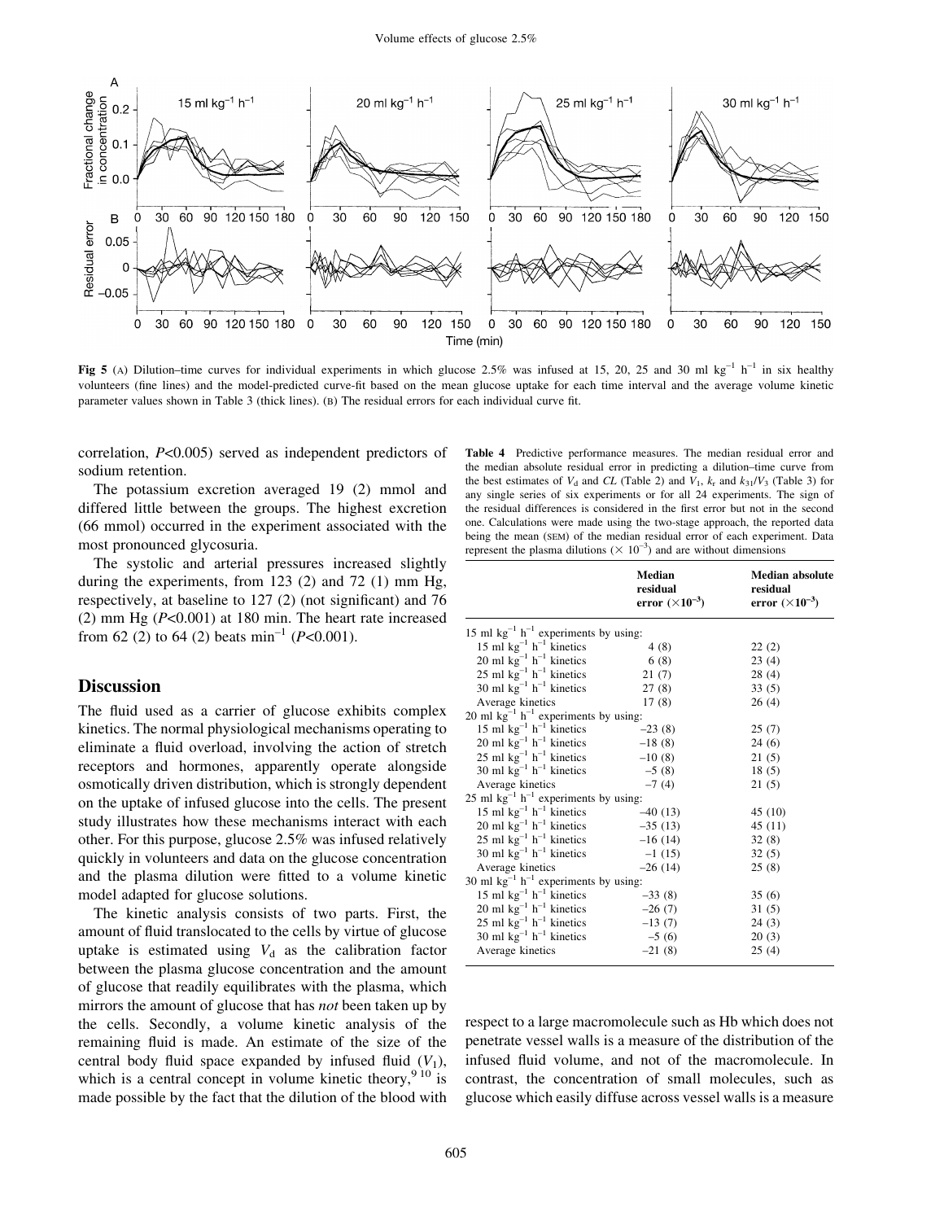Fig 5 (A) Dilution–time curves for individual experiments in which glucose 2.5% was infused at 15, 20, 25 and 30 ml $kg^{-1}$ $h^{-1}$ in six healthy volunteers (fine lines) and the model-predicted curve-fit based on the mean glucose uptake for each time interval and the average volume kinetic parameter values shown in Table 3 (thick lines). (B) The residual errors for each individual curve fit.

correlation, $P<0.005$) served as independent predictors of sodium retention.

The potassium excretion averaged 19 (2) mmol and differed little between the groups. The highest excretion (66 mmol) occurred in the experiment associated with the most pronounced glycosuria.

The systolic and arterial pressures increased slightly during the experiments, from 123 (2) and 72 (1) mm Hg, respectively, at baseline to 127 (2) (not significant) and 76 (2) mm Hg ($P<0.001$) at 180 min. The heart rate increased from 62 (2) to 64 (2) beats $min^{-1}$ ($P<0.001$).

## Discussion

The fluid used as a carrier of glucose exhibits complex kinetics. The normal physiological mechanisms operating to eliminate a fluid overload, involving the action of stretch receptors and hormones, apparently operate alongside osmotically driven distribution, which is strongly dependent on the uptake of infused glucose into the cells. The present study illustrates how these mechanisms interact with each other. For this purpose, glucose 2.5% was infused relatively quickly in volunteers and data on the glucose concentration and the plasma dilution were fitted to a volume kinetic model adapted for glucose solutions.

The kinetic analysis consists of two parts. First, the amount of fluid translocated to the cells by virtue of glucose uptake is estimated using $V_d$ as the calibration factor between the plasma glucose concentration and the amount of glucose that readily equilibrates with the plasma, which mirrors the amount of glucose that has *not* been taken up by the cells. Secondly, a volume kinetic analysis of the remaining fluid is made. An estimate of the size of the central body fluid space expanded by infused fluid ($V_1$), which is a central concept in volume kinetic theory,[9,10] is made possible by the fact that the dilution of the blood with respect to a large macromolecule such as Hb which does not penetrate vessel walls is a measure of the distribution of the infused fluid volume, and not of the macromolecule. In contrast, the concentration of small molecules, such as glucose which easily diffuse across vessel walls is a measure

**Table 4** Predictive performance measures. The median residual error and the median absolute residual error in predicting a dilution–time curve from the best estimates of $V_d$ and *CL* (Table 2) and $V_1$, $k_r$ and $k_{31}/V_3$ (Table 3) for any single series of six experiments or for all 24 experiments. The sign of the residual differences is considered in the first error but not in the second one. Calculations were made using the two-stage approach, the reported data being the mean (SEM) of the median residual error of each experiment. Data represent the plasma dilutions ($\times 10^{-3}$) and are without dimensions

| | Median residual error ($\times 10^{-3}$) | Median absolute residual error ($\times 10^{-3}$) |
|---|---|---|
| 15 ml $kg^{-1}$ $h^{-1}$ experiments by using: | | |
| 15 ml $kg^{-1}$ $h^{-1}$ kinetics | 4 (8) | 22 (2) |
| 20 ml $kg^{-1}$ $h^{-1}$ kinetics | 6 (8) | 23 (4) |
| 25 ml $kg^{-1}$ $h^{-1}$ kinetics | 21 (7) | 28 (4) |
| 30 ml $kg^{-1}$ $h^{-1}$ kinetics | 27 (8) | 33 (5) |
| Average kinetics | 17 (8) | 26 (4) |
| 20 ml $kg^{-1}$ $h^{-1}$ experiments by using: | | |
| 15 ml $kg^{-1}$ $h^{-1}$ kinetics | −23 (8) | 25 (7) |
| 20 ml $kg^{-1}$ $h^{-1}$ kinetics | −18 (8) | 24 (6) |
| 25 ml $kg^{-1}$ $h^{-1}$ kinetics | −10 (8) | 21 (5) |
| 30 ml $kg^{-1}$ $h^{-1}$ kinetics | −5 (8) | 18 (5) |
| Average kinetics | −7 (4) | 21 (5) |
| 25 ml $kg^{-1}$ $h^{-1}$ experiments by using: | | |
| 15 ml $kg^{-1}$ $h^{-1}$ kinetics | −40 (13) | 45 (10) |
| 20 ml $kg^{-1}$ $h^{-1}$ kinetics | −35 (13) | 45 (11) |
| 25 ml $kg^{-1}$ $h^{-1}$ kinetics | −16 (14) | 32 (8) |
| 30 ml $kg^{-1}$ $h^{-1}$ kinetics | −1 (15) | 32 (5) |
| Average kinetics | −26 (14) | 25 (8) |
| 30 ml $kg^{-1}$ $h^{-1}$ experiments by using: | | |
| 15 ml $kg^{-1}$ $h^{-1}$ kinetics | −33 (8) | 35 (6) |
| 20 ml $kg^{-1}$ $h^{-1}$ kinetics | −26 (7) | 31 (5) |
| 25 ml $kg^{-1}$ $h^{-1}$ kinetics | −13 (7) | 24 (3) |
| 30 ml $kg^{-1}$ $h^{-1}$ kinetics | −5 (6) | 20 (3) |
| Average kinetics | −21 (8) | 25 (4) |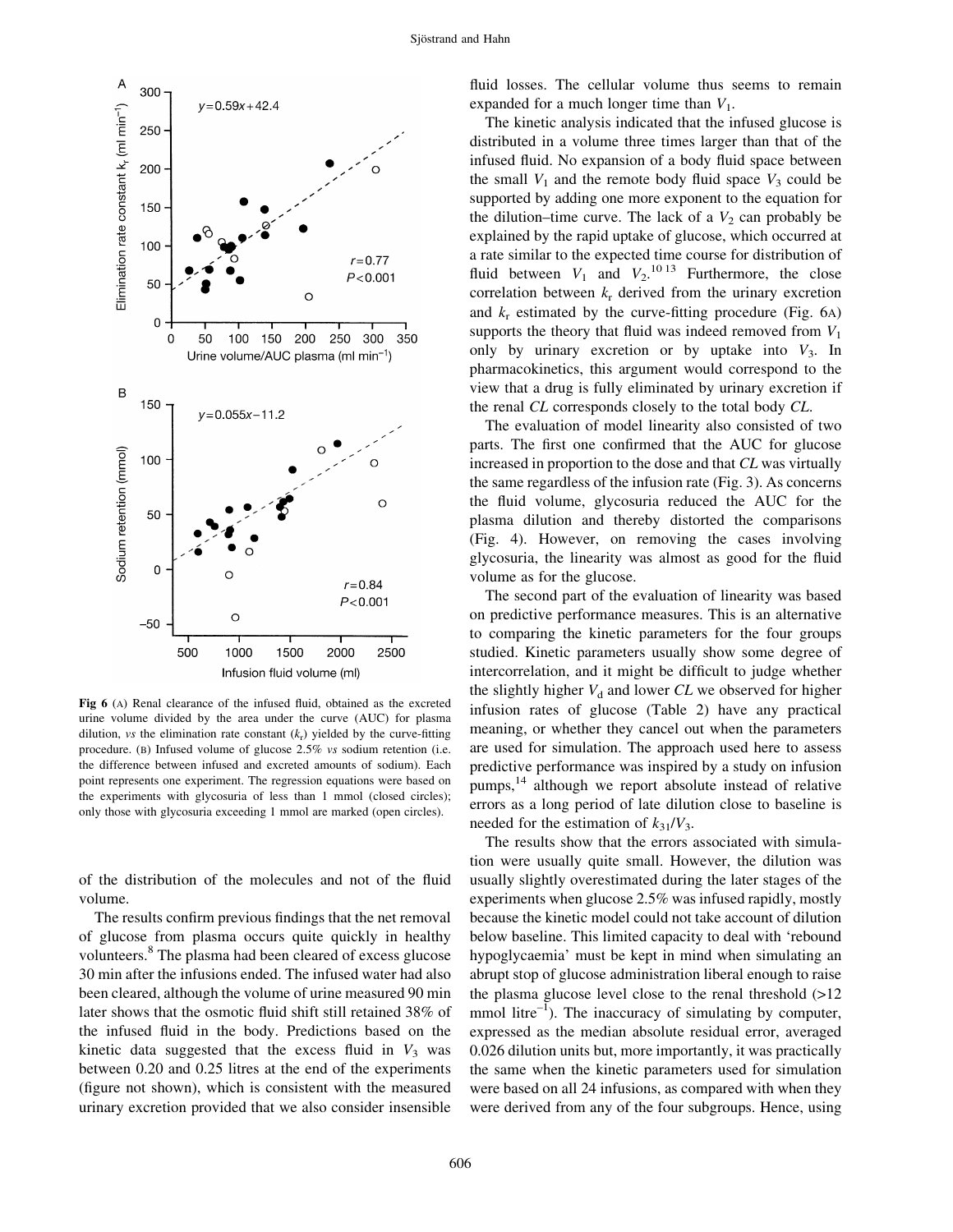Fig 6 (A) Renal clearance of the infused fluid, obtained as the excreted urine volume divided by the area under the curve (AUC) for plasma dilution, *vs* the elimination rate constant ($k_r$) yielded by the curve-fitting procedure. (B) Infused volume of glucose 2.5% *vs* sodium retention (i.e. the difference between infused and excreted amounts of sodium). Each point represents one experiment. The regression equations were based on the experiments with glycosuria of less than 1 mmol (closed circles); only those with glycosuria exceeding 1 mmol are marked (open circles).

of the distribution of the molecules and not of the fluid volume.

The results confirm previous findings that the net removal of glucose from plasma occurs quite quickly in healthy volunteers.[8] The plasma had been cleared of excess glucose 30 min after the infusions ended. The infused water had also been cleared, although the volume of urine measured 90 min later shows that the osmotic fluid shift still retained 38% of the infused fluid in the body. Predictions based on the kinetic data suggested that the excess fluid in $V_3$ was between 0.20 and 0.25 litres at the end of the experiments (figure not shown), which is consistent with the measured urinary excretion provided that we also consider insensible fluid losses. The cellular volume thus seems to remain expanded for a much longer time than $V_1$.

The kinetic analysis indicated that the infused glucose is distributed in a volume three times larger than that of the infused fluid. No expansion of a body fluid space between the small $V_1$ and the remote body fluid space $V_3$ could be supported by adding one more exponent to the equation for the dilution–time curve. The lack of a $V_2$ can probably be explained by the rapid uptake of glucose, which occurred at a rate similar to the expected time course for distribution of fluid between $V_1$ and $V_2$.[10 13] Furthermore, the close correlation between $k_r$ derived from the urinary excretion and $k_r$ estimated by the curve-fitting procedure (Fig. 6A) supports the theory that fluid was indeed removed from $V_1$ only by urinary excretion or by uptake into $V_3$. In pharmacokinetics, this argument would correspond to the view that a drug is fully eliminated by urinary excretion if the renal *CL* corresponds closely to the total body *CL*.

The evaluation of model linearity also consisted of two parts. The first one confirmed that the AUC for glucose increased in proportion to the dose and that *CL* was virtually the same regardless of the infusion rate (Fig. 3). As concerns the fluid volume, glycosuria reduced the AUC for the plasma dilution and thereby distorted the comparisons (Fig. 4). However, on removing the cases involving glycosuria, the linearity was almost as good for the fluid volume as for the glucose.

The second part of the evaluation of linearity was based on predictive performance measures. This is an alternative to comparing the kinetic parameters for the four groups studied. Kinetic parameters usually show some degree of intercorrelation, and it might be difficult to judge whether the slightly higher $V_d$ and lower *CL* we observed for higher infusion rates of glucose (Table 2) have any practical meaning, or whether they cancel out when the parameters are used for simulation. The approach used here to assess predictive performance was inspired by a study on infusion pumps,[14] although we report absolute instead of relative errors as a long period of late dilution close to baseline is needed for the estimation of $k_{31}/V_3$.

The results show that the errors associated with simulation were usually quite small. However, the dilution was usually slightly overestimated during the later stages of the experiments when glucose 2.5% was infused rapidly, mostly because the kinetic model could not take account of dilution below baseline. This limited capacity to deal with 'rebound hypoglycaemia' must be kept in mind when simulating an abrupt stop of glucose administration liberal enough to raise the plasma glucose level close to the renal threshold (>12 mmol litre$^{-1}$). The inaccuracy of simulating by computer, expressed as the median absolute residual error, averaged 0.026 dilution units but, more importantly, it was practically the same when the kinetic parameters used for simulation were based on all 24 infusions, as compared with when they were derived from any of the four subgroups. Hence, using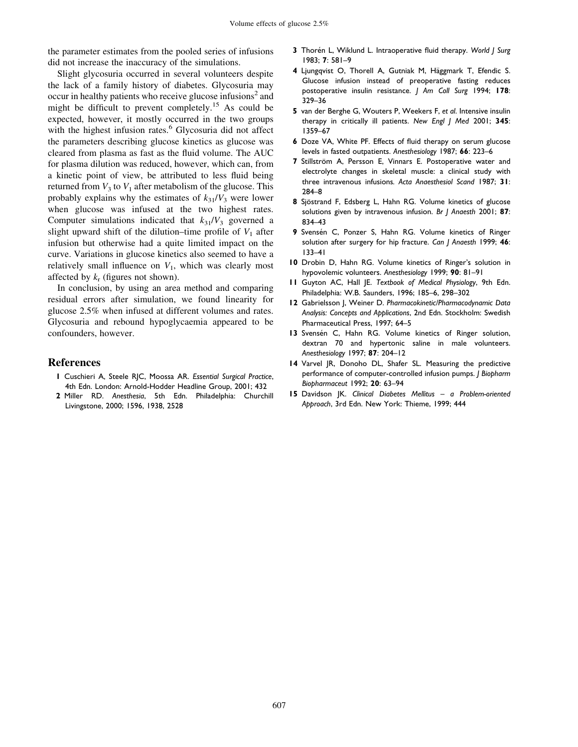the parameter estimates from the pooled series of infusions did not increase the inaccuracy of the simulations.

Slight glycosuria occurred in several volunteers despite the lack of a family history of diabetes. Glycosuria may occur in healthy patients who receive glucose infusions[2] and might be difficult to prevent completely.[15] As could be expected, however, it mostly occurred in the two groups with the highest infusion rates.[6] Glycosuria did not affect the parameters describing glucose kinetics as glucose was cleared from plasma as fast as the fluid volume. The AUC for plasma dilution was reduced, however, which can, from a kinetic point of view, be attributed to less fluid being returned from $V_3$ to $V_1$ after metabolism of the glucose. This probably explains why the estimates of $k_{31}/V_3$ were lower when glucose was infused at the two highest rates. Computer simulations indicated that $k_{31}/V_3$ governed a slight upward shift of the dilution–time profile of $V_1$ after infusion but otherwise had a quite limited impact on the curve. Variations in glucose kinetics also seemed to have a relatively small influence on $V_1$, which was clearly most affected by $k_r$ (figures not shown).

In conclusion, by using an area method and comparing residual errors after simulation, we found linearity for glucose 2.5% when infused at different volumes and rates. Glycosuria and rebound hypoglycaemia appeared to be confounders, however.

## References

1. Cuschieri A, Steele RJC, Moossa AR. *Essential Surgical Practice*, 4th Edn. London: Arnold-Hodder Headline Group, 2001; 432
2. Miller RD. *Anesthesia*, 5th Edn. Philadelphia: Churchill Livingstone, 2000; 1596, 1938, 2528
3. Thorén L, Wiklund L. Intraoperative fluid therapy. *World J Surg* 1983; **7**: 581–9
4. Ljungqvist O, Thorell A, Gutniak M, Häggmark T, Efendic S. Glucose infusion instead of preoperative fasting reduces postoperative insulin resistance. *J Am Coll Surg* 1994; **178**: 329–36
5. van der Berghe G, Wouters P, Weekers F, *et al.* Intensive insulin therapy in critically ill patients. *New Engl J Med* 2001; **345**: 1359–67
6. Doze VA, White PF. Effects of fluid therapy on serum glucose levels in fasted outpatients. *Anesthesiology* 1987; **66**: 223–6
7. Stillström A, Persson E, Vinnars E. Postoperative water and electrolyte changes in skeletal muscle: a clinical study with three intravenous infusions. *Acta Anaesthesiol Scand* 1987; **31**: 284–8
8. Sjöstrand F, Edsberg L, Hahn RG. Volume kinetics of glucose solutions given by intravenous infusion. *Br J Anaesth* 2001; **87**: 834–43
9. Svensén C, Ponzer S, Hahn RG. Volume kinetics of Ringer solution after surgery for hip fracture. *Can J Anaesth* 1999; **46**: 133–41
10. Drobin D, Hahn RG. Volume kinetics of Ringer's solution in hypovolemic volunteers. *Anesthesiology* 1999; **90**: 81–91
11. Guyton AC, Hall JE. *Textbook of Medical Physiology*, 9th Edn. Philadelphia: W.B. Saunders, 1996; 185–6, 298–302
12. Gabrielsson J, Weiner D. *Pharmacokinetic/Pharmacodynamic Data Analysis: Concepts and Applications*, 2nd Edn. Stockholm: Swedish Pharmaceutical Press, 1997; 64–5
13. Svensén C, Hahn RG. Volume kinetics of Ringer solution, dextran 70 and hypertonic saline in male volunteers. *Anesthesiology* 1997; **87**: 204–12
14. Varvel JR, Donoho DL, Shafer SL. Measuring the predictive performance of computer-controlled infusion pumps. *J Biopharm Biopharmaceut* 1992; **20**: 63–94
15. Davidson JK. *Clinical Diabetes Mellitus – a Problem-oriented Approach*, 3rd Edn. New York: Thieme, 1999; 444